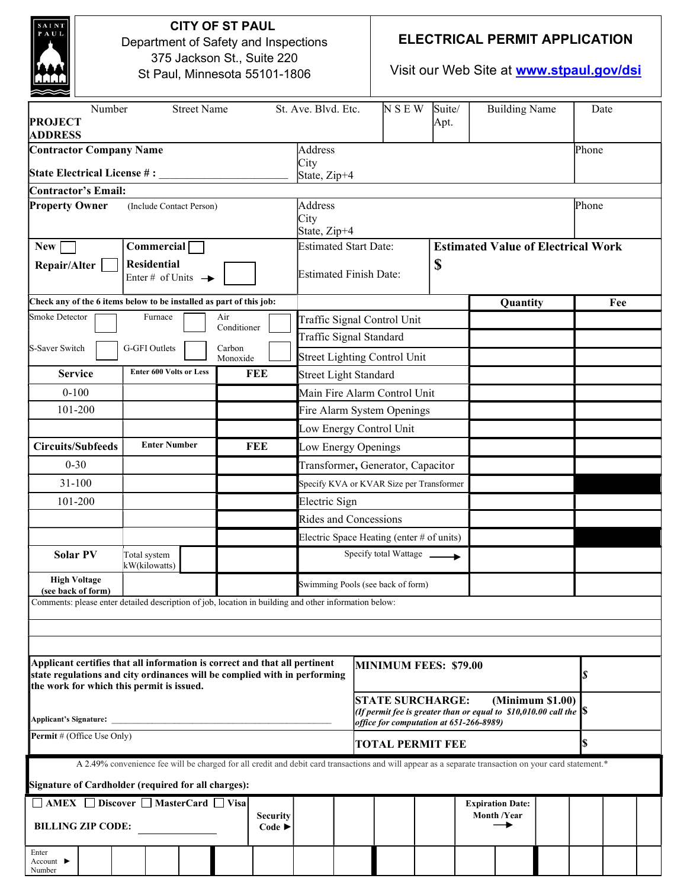# CITY OF ST PAUL

Department of Safety and Inspections
375 Jackson St., Suite 220
St Paul, Minnesota 55101-1806

## ELECTRICAL PERMIT APPLICATION

Visit our Web Site at **www.stpaul.gov/dsi**

| **PROJECT ADDRESS** | Number | Street Name | St. Ave. Blvd. Etc. | N S E W | Suite/ Apt. | Building Name | Date |
|---|---|---|---|---|---|---|---|
| | | | | | | | |

| **Contractor Company Name** | Address / City / State, Zip+4 | Phone |
|---|---|---|
| **State Electrical License # :** ______________________ | | |
| **Contractor's Email:** | | |
| **Property Owner** (Include Contact Person) | Address / City / State, Zip+4 | Phone |

| | | | |
|---|---|---|---|
| **New** ☐ | **Commercial** ☐ | Estimated Start Date: | **Estimated Value of Electrical Work** |
| **Repair/Alter** ☐ | **Residential** Enter # of Units → ☐ | Estimated Finish Date: | **$** |

**Check any of the 6 items below to be installed as part of this job:**

| | | | | | |
|---|---|---|---|---|---|
| Smoke Detector | ☐ | Furnace | ☐ | Air Conditioner | ☐ |
| S-Saver Switch | ☐ | G-GFI Outlets | ☐ | Carbon Monoxide | ☐ |

| **Service** | **Enter 600 Volts or Less** | **FEE** |
|---|---|---|
| 0-100 | | |
| 101-200 | | |
| | | |
| **Circuits/Subfeeds** | **Enter Number** | **FEE** |
| 0-30 | | |
| 31-100 | | |
| 101-200 | | |
| | | |
| | | |
| **Solar PV** | Total system kW(kilowatts) | |
| **High Voltage (see back of form)** | | |

| | **Quantity** | **Fee** |
|---|---|---|
| Traffic Signal Control Unit | | |
| Traffic Signal Standard | | |
| Street Lighting Control Unit | | |
| Street Light Standard | | |
| Main Fire Alarm Control Unit | | |
| Fire Alarm System Openings | | |
| Low Energy Control Unit | | |
| Low Energy Openings | | |
| Transformer, Generator, Capacitor | | |
| Specify KVA or KVAR Size per Transformer | | |
| Electric Sign | | |
| Rides and Concessions | | |
| Electric Space Heating (enter # of units) | | |
| Specify total Wattage → | | |
| Swimming Pools (see back of form) | | |

Comments: please enter detailed description of job, location in building and other information below:

**Applicant certifies that all information is correct and that all pertinent state regulations and city ordinances will be complied with in performing the work for which this permit is issued.**

**Applicant's Signature:** ____________________________________________

**Permit #** (Office Use Only)

| | |
|---|---|
| **MINIMUM FEES: $79.00** | $ |
| **STATE SURCHARGE: (Minimum $1.00)** *(If permit fee is greater than or equal to $10,010.00 call the office for computation at 651-266-8989)* | $ |
| **TOTAL PERMIT FEE** | $ |

A 2.49% convenience fee will be charged for all credit and debit card transactions and will appear as a separate transaction on your card statement.*

**Signature of Cardholder (required for all charges):**

☐ **AMEX** ☐ **Discover** ☐ **MasterCard** ☐ **Visa**

**BILLING ZIP CODE:** ______________

**Security Code ►**

**Expiration Date: Month /Year →**

Enter Account ► Number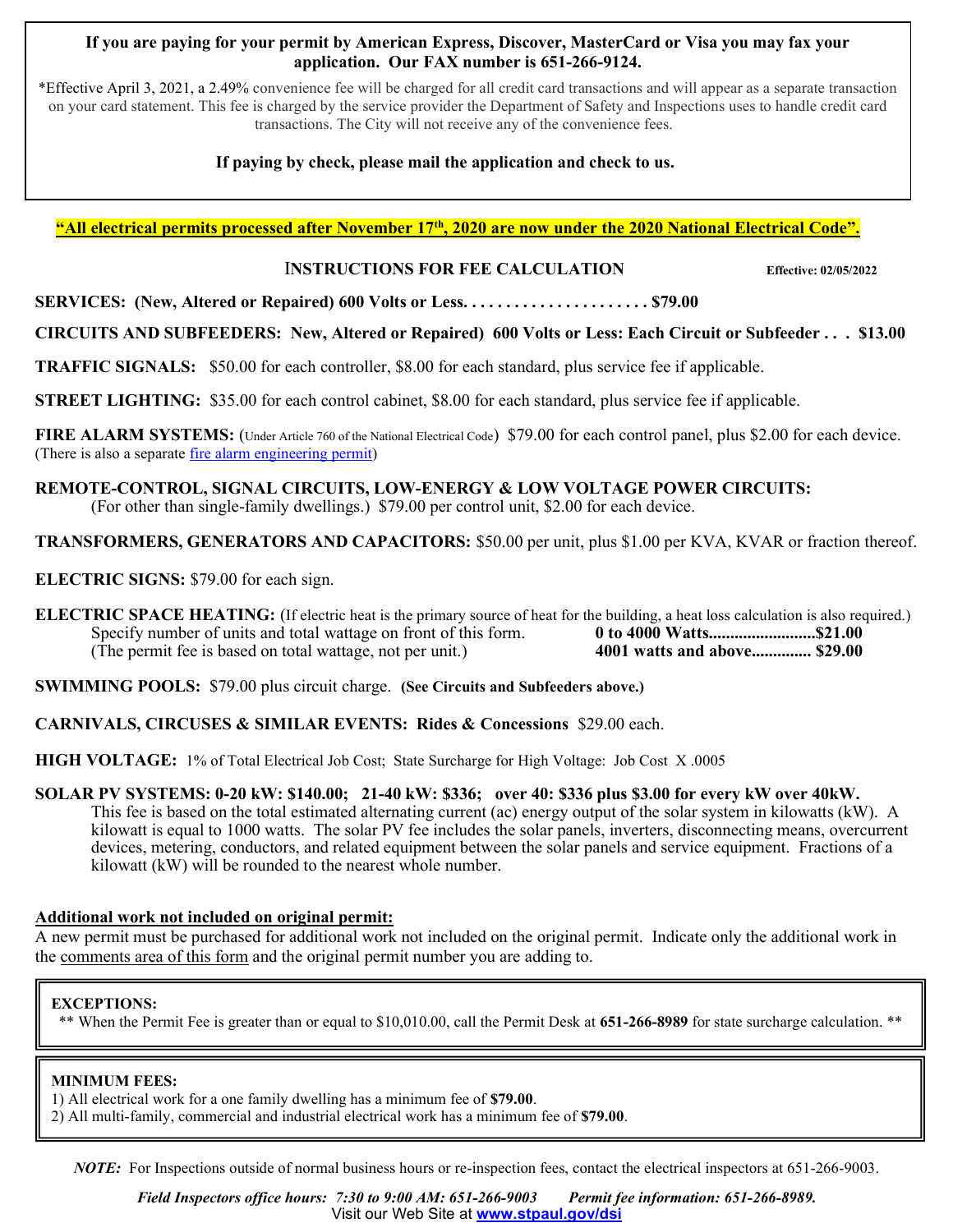**If you are paying for your permit by American Express, Discover, MasterCard or Visa you may fax your application. Our FAX number is 651-266-9124.**

*Effective April 3, 2021, a 2.49% convenience fee will be charged for all credit card transactions and will appear as a separate transaction on your card statement. This fee is charged by the service provider the Department of Safety and Inspections uses to handle credit card transactions. The City will not receive any of the convenience fees.

**If paying by check, please mail the application and check to us.**

**"All electrical permits processed after November 17th, 2020 are now under the 2020 National Electrical Code".**

## INSTRUCTIONS FOR FEE CALCULATION

**Effective: 02/05/2022**

**SERVICES: (New, Altered or Repaired) 600 Volts or Less. . . . . . . . . . . . . . . . . . . . . . $79.00**

**CIRCUITS AND SUBFEEDERS: New, Altered or Repaired) 600 Volts or Less: Each Circuit or Subfeeder . . . $13.00**

**TRAFFIC SIGNALS:** $50.00 for each controller, $8.00 for each standard, plus service fee if applicable.

**STREET LIGHTING:** $35.00 for each control cabinet, $8.00 for each standard, plus service fee if applicable.

**FIRE ALARM SYSTEMS:** (Under Article 760 of the National Electrical Code) $79.00 for each control panel, plus $2.00 for each device. (There is also a separate fire alarm engineering permit)

**REMOTE-CONTROL, SIGNAL CIRCUITS, LOW-ENERGY & LOW VOLTAGE POWER CIRCUITS:**
(For other than single-family dwellings.) $79.00 per control unit, $2.00 for each device.

**TRANSFORMERS, GENERATORS AND CAPACITORS:** $50.00 per unit, plus $1.00 per KVA, KVAR or fraction thereof.

**ELECTRIC SIGNS:** $79.00 for each sign.

**ELECTRIC SPACE HEATING:** (If electric heat is the primary source of heat for the building, a heat loss calculation is also required.)
Specify number of units and total wattage on front of this form. **0 to 4000 Watts.........................$21.00**
(The permit fee is based on total wattage, not per unit.) **4001 watts and above............. $29.00**

**SWIMMING POOLS:** $79.00 plus circuit charge. **(See Circuits and Subfeeders above.)**

**CARNIVALS, CIRCUSES & SIMILAR EVENTS: Rides & Concessions** $29.00 each.

**HIGH VOLTAGE:** 1% of Total Electrical Job Cost; State Surcharge for High Voltage: Job Cost X .0005

**SOLAR PV SYSTEMS: 0-20 kW: $140.00; 21-40 kW: $336; over 40: $336 plus $3.00 for every kW over 40kW.**
This fee is based on the total estimated alternating current (ac) energy output of the solar system in kilowatts (kW). A kilowatt is equal to 1000 watts. The solar PV fee includes the solar panels, inverters, disconnecting means, overcurrent devices, metering, conductors, and related equipment between the solar panels and service equipment. Fractions of a kilowatt (kW) will be rounded to the nearest whole number.

**Additional work not included on original permit:**
A new permit must be purchased for additional work not included on the original permit. Indicate only the additional work in the comments area of this form and the original permit number you are adding to.

**EXCEPTIONS:**
** When the Permit Fee is greater than or equal to $10,010.00, call the Permit Desk at **651-266-8989** for state surcharge calculation. **

**MINIMUM FEES:**
1) All electrical work for a one family dwelling has a minimum fee of **$79.00**.
2) All multi-family, commercial and industrial electrical work has a minimum fee of **$79.00**.

***NOTE:*** For Inspections outside of normal business hours or re-inspection fees, contact the electrical inspectors at 651-266-9003.

***Field Inspectors office hours: 7:30 to 9:00 AM: 651-266-9003 Permit fee information: 651-266-8989.***
Visit our Web Site at **www.stpaul.gov/dsi**